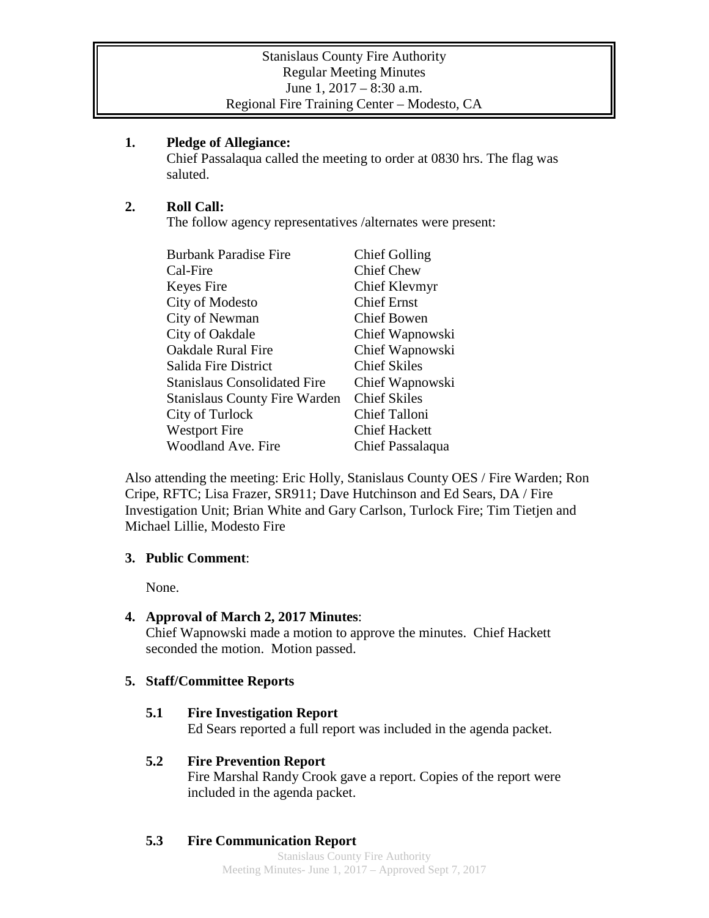Stanislaus County Fire Authority
Regular Meeting Minutes
June 1, 2017 – 8:30 a.m.
Regional Fire Training Center – Modesto, CA

**1. Pledge of Allegiance:**

Chief Passalaqua called the meeting to order at 0830 hrs. The flag was saluted.

**2. Roll Call:**

The follow agency representatives /alternates were present:

| | |
|---|---|
| Burbank Paradise Fire | Chief Golling |
| Cal-Fire | Chief Chew |
| Keyes Fire | Chief Klevmyr |
| City of Modesto | Chief Ernst |
| City of Newman | Chief Bowen |
| City of Oakdale | Chief Wapnowski |
| Oakdale Rural Fire | Chief Wapnowski |
| Salida Fire District | Chief Skiles |
| Stanislaus Consolidated Fire | Chief Wapnowski |
| Stanislaus County Fire Warden | Chief Skiles |
| City of Turlock | Chief Talloni |
| Westport Fire | Chief Hackett |
| Woodland Ave. Fire | Chief Passalaqua |

Also attending the meeting: Eric Holly, Stanislaus County OES / Fire Warden; Ron Cripe, RFTC; Lisa Frazer, SR911; Dave Hutchinson and Ed Sears, DA / Fire Investigation Unit; Brian White and Gary Carlson, Turlock Fire; Tim Tietjen and Michael Lillie, Modesto Fire

**3. Public Comment**:

None.

**4. Approval of March 2, 2017 Minutes**:

Chief Wapnowski made a motion to approve the minutes. Chief Hackett seconded the motion. Motion passed.

**5. Staff/Committee Reports**

**5.1 Fire Investigation Report**

Ed Sears reported a full report was included in the agenda packet.

**5.2 Fire Prevention Report**

Fire Marshal Randy Crook gave a report. Copies of the report were included in the agenda packet.

**5.3 Fire Communication Report**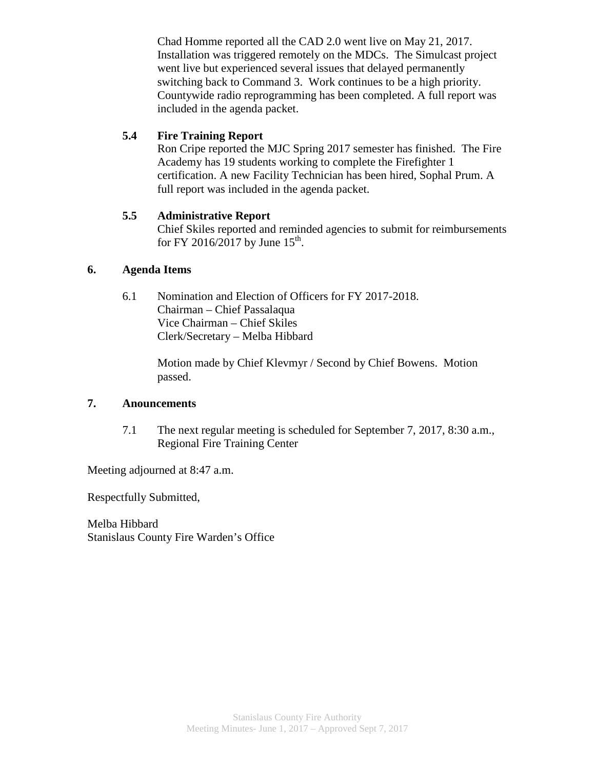Chad Homme reported all the CAD 2.0 went live on May 21, 2017. Installation was triggered remotely on the MDCs. The Simulcast project went live but experienced several issues that delayed permanently switching back to Command 3. Work continues to be a high priority. Countywide radio reprogramming has been completed. A full report was included in the agenda packet.

**5.4 Fire Training Report**

Ron Cripe reported the MJC Spring 2017 semester has finished. The Fire Academy has 19 students working to complete the Firefighter 1 certification. A new Facility Technician has been hired, Sophal Prum. A full report was included in the agenda packet.

**5.5 Administrative Report**

Chief Skiles reported and reminded agencies to submit for reimbursements for FY 2016/2017 by June 15th.

## 6. Agenda Items

6.1 Nomination and Election of Officers for FY 2017-2018.
Chairman – Chief Passalaqua
Vice Chairman – Chief Skiles
Clerk/Secretary – Melba Hibbard

Motion made by Chief Klevmyr / Second by Chief Bowens. Motion passed.

## 7. Anouncements

7.1 The next regular meeting is scheduled for September 7, 2017, 8:30 a.m., Regional Fire Training Center

Meeting adjourned at 8:47 a.m.

Respectfully Submitted,

Melba Hibbard
Stanislaus County Fire Warden's Office